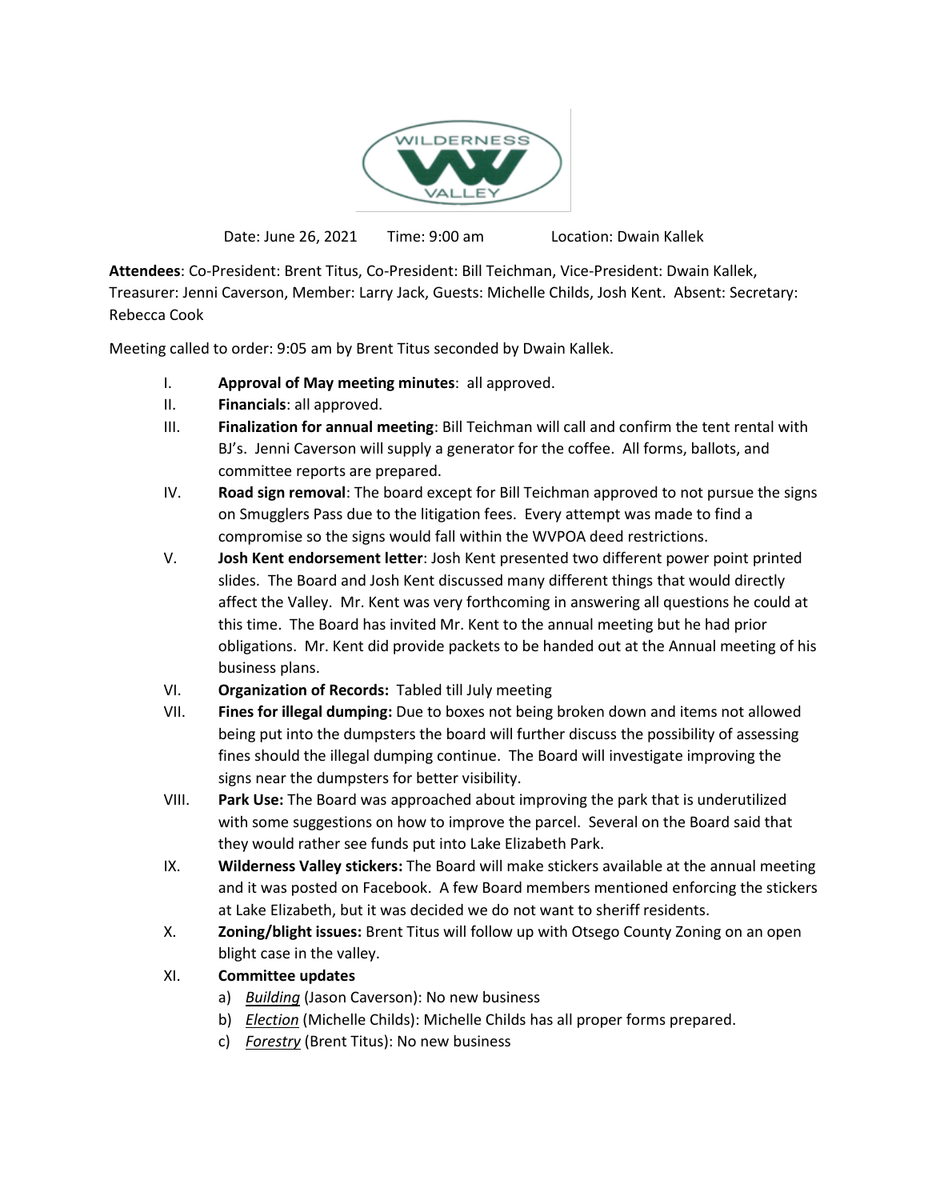Date: June 26, 2021  Time: 9:00 am  Location: Dwain Kallek

**Attendees**: Co-President: Brent Titus, Co-President: Bill Teichman, Vice-President: Dwain Kallek, Treasurer: Jenni Caverson, Member: Larry Jack, Guests: Michelle Childs, Josh Kent. Absent: Secretary: Rebecca Cook

Meeting called to order: 9:05 am by Brent Titus seconded by Dwain Kallek.

I. **Approval of May meeting minutes**: all approved.

II. **Financials**: all approved.

III. **Finalization for annual meeting**: Bill Teichman will call and confirm the tent rental with BJ's. Jenni Caverson will supply a generator for the coffee. All forms, ballots, and committee reports are prepared.

IV. **Road sign removal**: The board except for Bill Teichman approved to not pursue the signs on Smugglers Pass due to the litigation fees. Every attempt was made to find a compromise so the signs would fall within the WVPOA deed restrictions.

V. **Josh Kent endorsement letter**: Josh Kent presented two different power point printed slides. The Board and Josh Kent discussed many different things that would directly affect the Valley. Mr. Kent was very forthcoming in answering all questions he could at this time. The Board has invited Mr. Kent to the annual meeting but he had prior obligations. Mr. Kent did provide packets to be handed out at the Annual meeting of his business plans.

VI. **Organization of Records:** Tabled till July meeting

VII. **Fines for illegal dumping:** Due to boxes not being broken down and items not allowed being put into the dumpsters the board will further discuss the possibility of assessing fines should the illegal dumping continue. The Board will investigate improving the signs near the dumpsters for better visibility.

VIII. **Park Use:** The Board was approached about improving the park that is underutilized with some suggestions on how to improve the parcel. Several on the Board said that they would rather see funds put into Lake Elizabeth Park.

IX. **Wilderness Valley stickers:** The Board will make stickers available at the annual meeting and it was posted on Facebook. A few Board members mentioned enforcing the stickers at Lake Elizabeth, but it was decided we do not want to sheriff residents.

X. **Zoning/blight issues:** Brent Titus will follow up with Otsego County Zoning on an open blight case in the valley.

XI. **Committee updates**
   a) *Building* (Jason Caverson): No new business
   b) *Election* (Michelle Childs): Michelle Childs has all proper forms prepared.
   c) *Forestry* (Brent Titus): No new business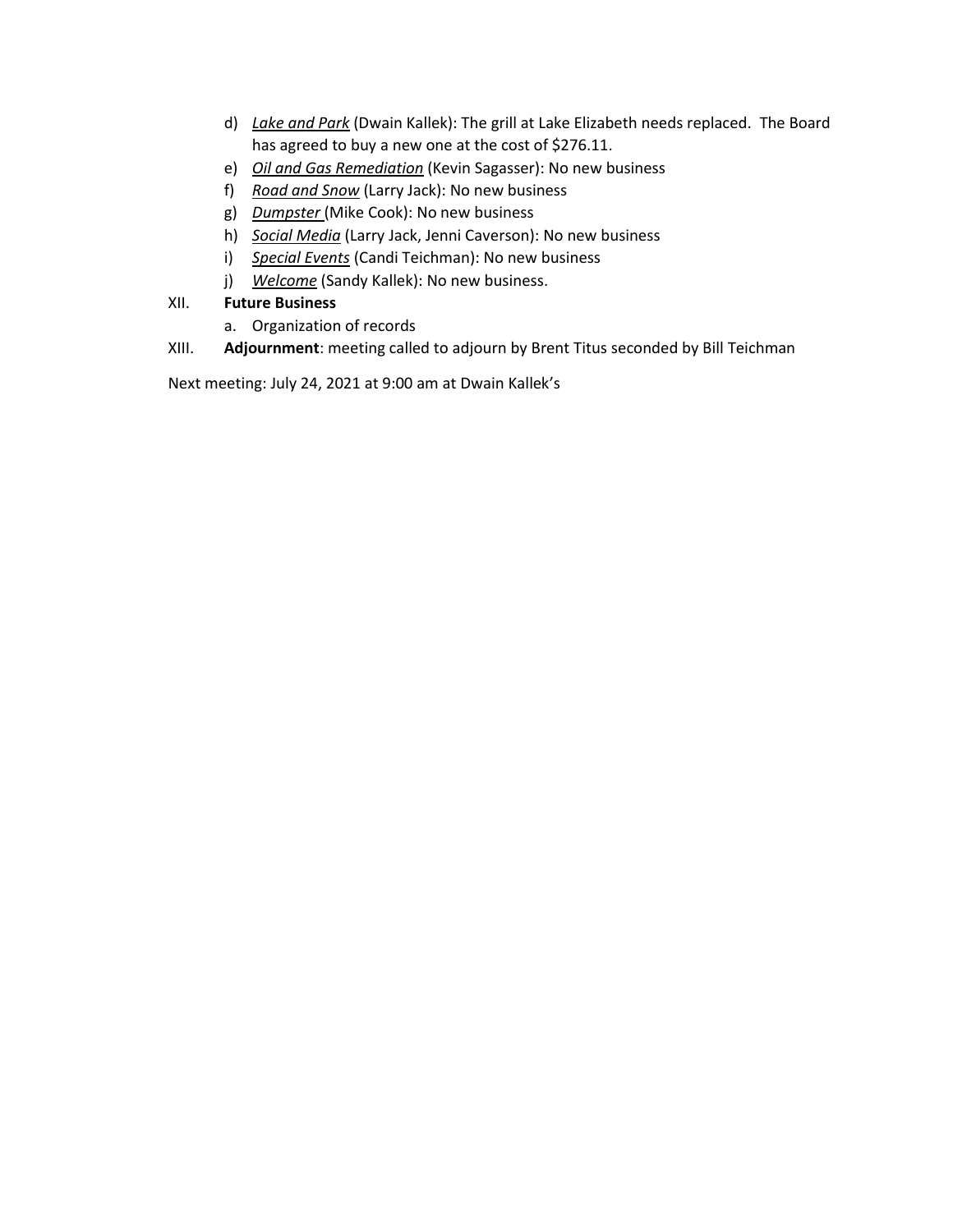d) *Lake and Park* (Dwain Kallek): The grill at Lake Elizabeth needs replaced. The Board has agreed to buy a new one at the cost of $276.11.
e) *Oil and Gas Remediation* (Kevin Sagasser): No new business
f) *Road and Snow* (Larry Jack): No new business
g) *Dumpster* (Mike Cook): No new business
h) *Social Media* (Larry Jack, Jenni Caverson): No new business
i) *Special Events* (Candi Teichman): No new business
j) *Welcome* (Sandy Kallek): No new business.

XII. **Future Business**

a. Organization of records

XIII. **Adjournment**: meeting called to adjourn by Brent Titus seconded by Bill Teichman

Next meeting: July 24, 2021 at 9:00 am at Dwain Kallek's